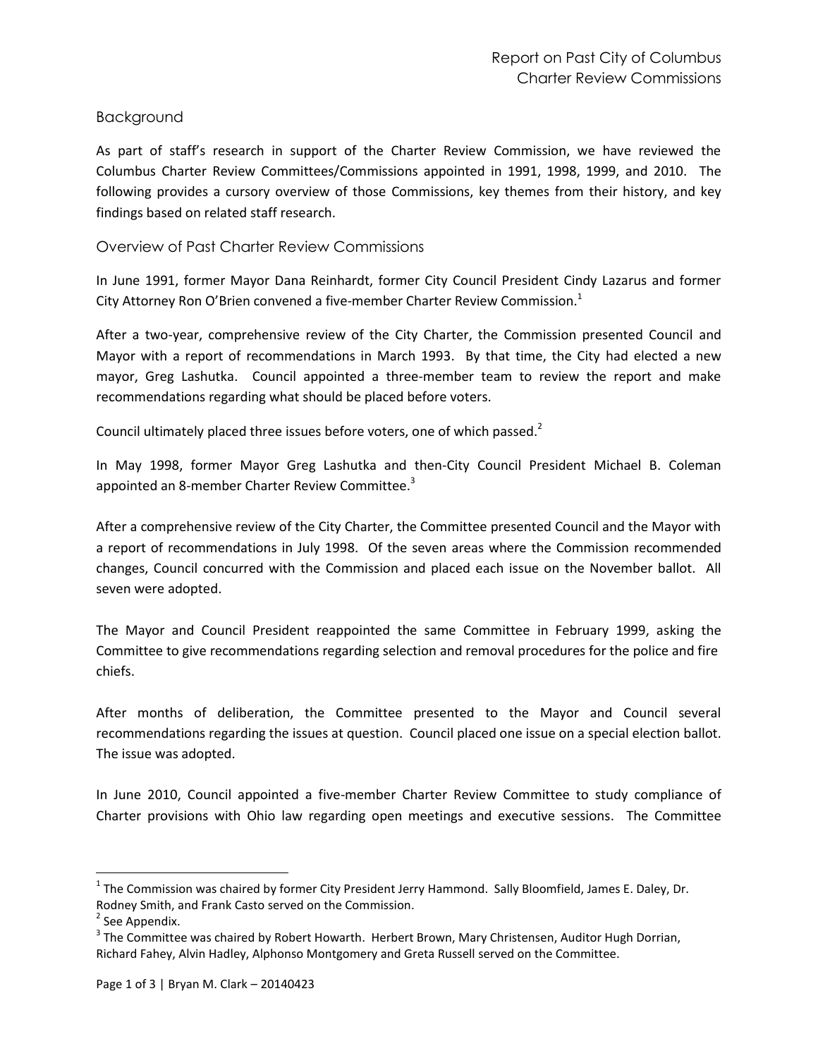# Report on Past City of Columbus Charter Review Commissions

## Background

As part of staff's research in support of the Charter Review Commission, we have reviewed the Columbus Charter Review Committees/Commissions appointed in 1991, 1998, 1999, and 2010. The following provides a cursory overview of those Commissions, key themes from their history, and key findings based on related staff research.

## Overview of Past Charter Review Commissions

In June 1991, former Mayor Dana Reinhardt, former City Council President Cindy Lazarus and former City Attorney Ron O'Brien convened a five-member Charter Review Commission.[1]

After a two-year, comprehensive review of the City Charter, the Commission presented Council and Mayor with a report of recommendations in March 1993. By that time, the City had elected a new mayor, Greg Lashutka. Council appointed a three-member team to review the report and make recommendations regarding what should be placed before voters.

Council ultimately placed three issues before voters, one of which passed.[2]

In May 1998, former Mayor Greg Lashutka and then-City Council President Michael B. Coleman appointed an 8-member Charter Review Committee.[3]

After a comprehensive review of the City Charter, the Committee presented Council and the Mayor with a report of recommendations in July 1998. Of the seven areas where the Commission recommended changes, Council concurred with the Commission and placed each issue on the November ballot. All seven were adopted.

The Mayor and Council President reappointed the same Committee in February 1999, asking the Committee to give recommendations regarding selection and removal procedures for the police and fire chiefs.

After months of deliberation, the Committee presented to the Mayor and Council several recommendations regarding the issues at question. Council placed one issue on a special election ballot. The issue was adopted.

In June 2010, Council appointed a five-member Charter Review Committee to study compliance of Charter provisions with Ohio law regarding open meetings and executive sessions. The Committee

---

[1] The Commission was chaired by former City President Jerry Hammond. Sally Bloomfield, James E. Daley, Dr. Rodney Smith, and Frank Casto served on the Commission.

[2] See Appendix.

[3] The Committee was chaired by Robert Howarth. Herbert Brown, Mary Christensen, Auditor Hugh Dorrian, Richard Fahey, Alvin Hadley, Alphonso Montgomery and Greta Russell served on the Committee.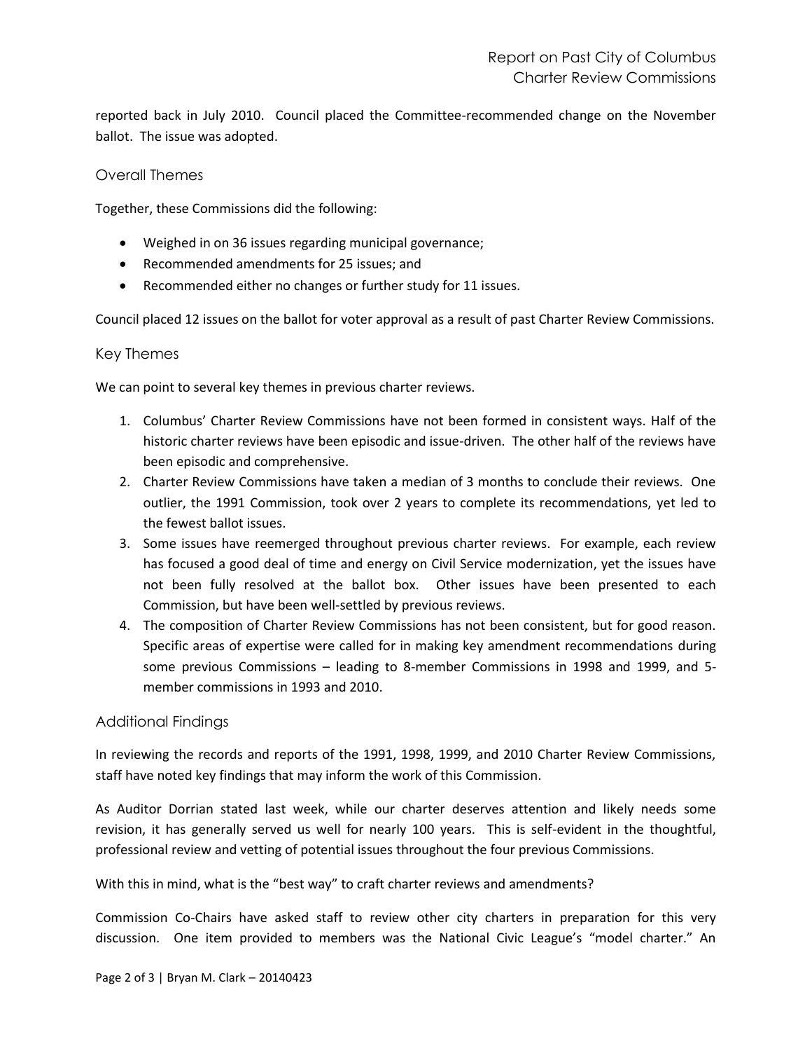reported back in July 2010. Council placed the Committee-recommended change on the November ballot. The issue was adopted.

## Overall Themes

Together, these Commissions did the following:

- Weighed in on 36 issues regarding municipal governance;
- Recommended amendments for 25 issues; and
- Recommended either no changes or further study for 11 issues.

Council placed 12 issues on the ballot for voter approval as a result of past Charter Review Commissions.

## Key Themes

We can point to several key themes in previous charter reviews.

1. Columbus' Charter Review Commissions have not been formed in consistent ways. Half of the historic charter reviews have been episodic and issue-driven. The other half of the reviews have been episodic and comprehensive.
2. Charter Review Commissions have taken a median of 3 months to conclude their reviews. One outlier, the 1991 Commission, took over 2 years to complete its recommendations, yet led to the fewest ballot issues.
3. Some issues have reemerged throughout previous charter reviews. For example, each review has focused a good deal of time and energy on Civil Service modernization, yet the issues have not been fully resolved at the ballot box. Other issues have been presented to each Commission, but have been well-settled by previous reviews.
4. The composition of Charter Review Commissions has not been consistent, but for good reason. Specific areas of expertise were called for in making key amendment recommendations during some previous Commissions – leading to 8-member Commissions in 1998 and 1999, and 5-member commissions in 1993 and 2010.

## Additional Findings

In reviewing the records and reports of the 1991, 1998, 1999, and 2010 Charter Review Commissions, staff have noted key findings that may inform the work of this Commission.

As Auditor Dorrian stated last week, while our charter deserves attention and likely needs some revision, it has generally served us well for nearly 100 years. This is self-evident in the thoughtful, professional review and vetting of potential issues throughout the four previous Commissions.

With this in mind, what is the "best way" to craft charter reviews and amendments?

Commission Co-Chairs have asked staff to review other city charters in preparation for this very discussion. One item provided to members was the National Civic League's "model charter." An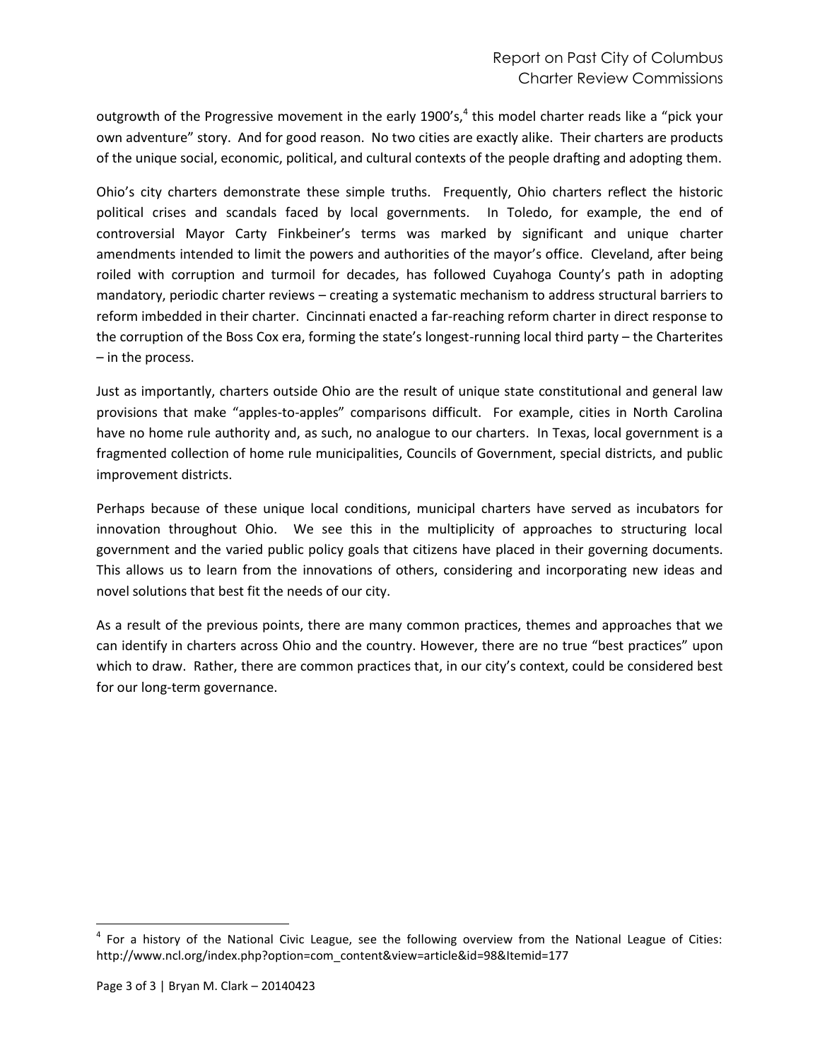outgrowth of the Progressive movement in the early 1900's,[4] this model charter reads like a "pick your own adventure" story. And for good reason. No two cities are exactly alike. Their charters are products of the unique social, economic, political, and cultural contexts of the people drafting and adopting them.

Ohio's city charters demonstrate these simple truths. Frequently, Ohio charters reflect the historic political crises and scandals faced by local governments. In Toledo, for example, the end of controversial Mayor Carty Finkbeiner's terms was marked by significant and unique charter amendments intended to limit the powers and authorities of the mayor's office. Cleveland, after being roiled with corruption and turmoil for decades, has followed Cuyahoga County's path in adopting mandatory, periodic charter reviews – creating a systematic mechanism to address structural barriers to reform imbedded in their charter. Cincinnati enacted a far-reaching reform charter in direct response to the corruption of the Boss Cox era, forming the state's longest-running local third party – the Charterites – in the process.

Just as importantly, charters outside Ohio are the result of unique state constitutional and general law provisions that make "apples-to-apples" comparisons difficult. For example, cities in North Carolina have no home rule authority and, as such, no analogue to our charters. In Texas, local government is a fragmented collection of home rule municipalities, Councils of Government, special districts, and public improvement districts.

Perhaps because of these unique local conditions, municipal charters have served as incubators for innovation throughout Ohio. We see this in the multiplicity of approaches to structuring local government and the varied public policy goals that citizens have placed in their governing documents. This allows us to learn from the innovations of others, considering and incorporating new ideas and novel solutions that best fit the needs of our city.

As a result of the previous points, there are many common practices, themes and approaches that we can identify in charters across Ohio and the country. However, there are no true "best practices" upon which to draw. Rather, there are common practices that, in our city's context, could be considered best for our long-term governance.

[4] For a history of the National Civic League, see the following overview from the National League of Cities: http://www.ncl.org/index.php?option=com_content&view=article&id=98&Itemid=177